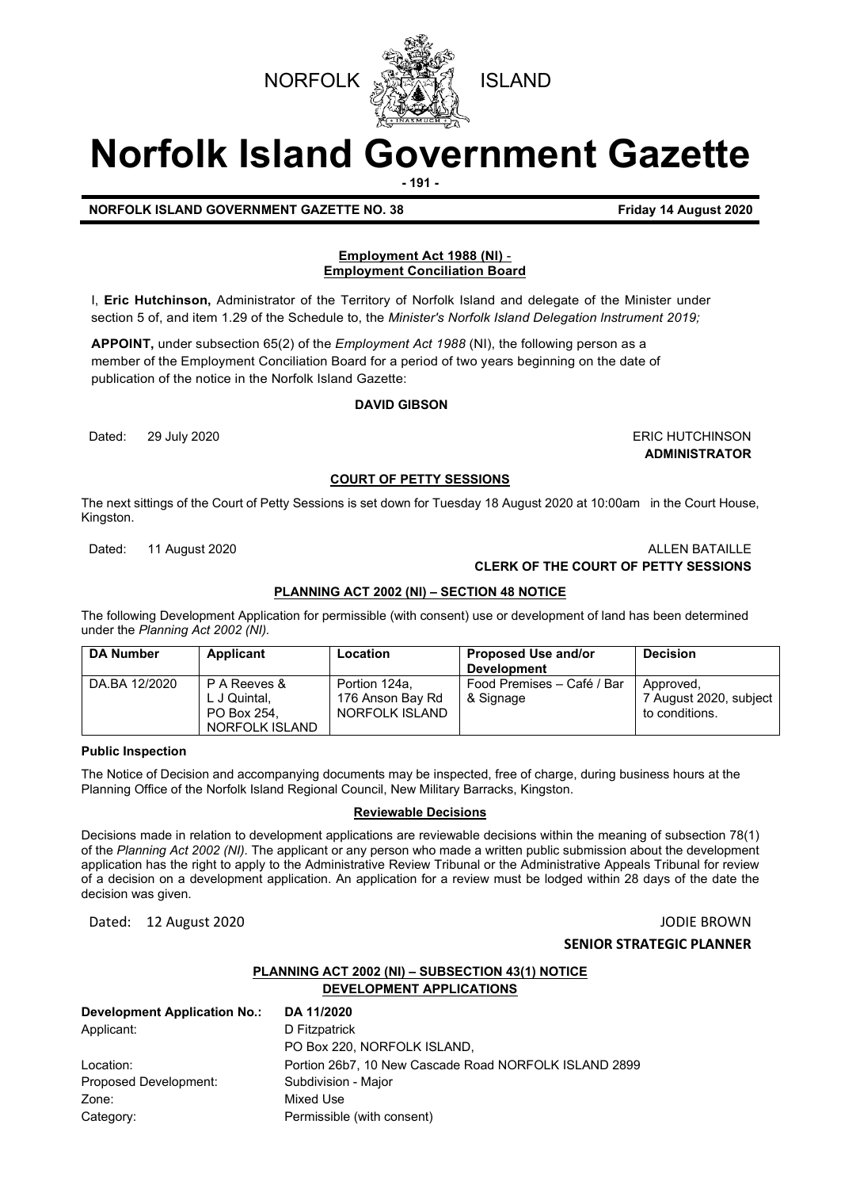NORFOLK ISLAND

# Norfolk Island Government Gazette

**NORFOLK ISLAND GOVERNMENT GAZETTE NO. 38** **Friday 14 August 2020**

**Employment Act 1988 (NI) - Employment Conciliation Board**

I, **Eric Hutchinson,** Administrator of the Territory of Norfolk Island and delegate of the Minister under section 5 of, and item 1.29 of the Schedule to, the *Minister's Norfolk Island Delegation Instrument 2019;*

**APPOINT,** under subsection 65(2) of the *Employment Act 1988* (NI), the following person as a member of the Employment Conciliation Board for a period of two years beginning on the date of publication of the notice in the Norfolk Island Gazette:

**DAVID GIBSON**

Dated: 29 July 2020

ERIC HUTCHINSON
**ADMINISTRATOR**

**COURT OF PETTY SESSIONS**

The next sittings of the Court of Petty Sessions is set down for Tuesday 18 August 2020 at 10:00am in the Court House, Kingston.

Dated: 11 August 2020

ALLEN BATAILLE
**CLERK OF THE COURT OF PETTY SESSIONS**

**PLANNING ACT 2002 (NI) – SECTION 48 NOTICE**

The following Development Application for permissible (with consent) use or development of land has been determined under the *Planning Act 2002 (NI).*

| DA Number | Applicant | Location | Proposed Use and/or Development | Decision |
|---|---|---|---|---|
| DA.BA 12/2020 | P A Reeves & L J Quintal, PO Box 254, NORFOLK ISLAND | Portion 124a, 176 Anson Bay Rd NORFOLK ISLAND | Food Premises – Café / Bar & Signage | Approved, 7 August 2020, subject to conditions. |

**Public Inspection**

The Notice of Decision and accompanying documents may be inspected, free of charge, during business hours at the Planning Office of the Norfolk Island Regional Council, New Military Barracks, Kingston.

**Reviewable Decisions**

Decisions made in relation to development applications are reviewable decisions within the meaning of subsection 78(1) of the *Planning Act 2002 (NI).* The applicant or any person who made a written public submission about the development application has the right to apply to the Administrative Review Tribunal or the Administrative Appeals Tribunal for review of a decision on a development application. An application for a review must be lodged within 28 days of the date the decision was given.

Dated: 12 August 2020

JODIE BROWN
**SENIOR STRATEGIC PLANNER**

**PLANNING ACT 2002 (NI) – SUBSECTION 43(1) NOTICE**
**DEVELOPMENT APPLICATIONS**

| | |
|---|---|
| **Development Application No.:** | **DA 11/2020** |
| Applicant: | D Fitzpatrick<br>PO Box 220, NORFOLK ISLAND, |
| Location: | Portion 26b7, 10 New Cascade Road NORFOLK ISLAND 2899 |
| Proposed Development: | Subdivision - Major |
| Zone: | Mixed Use |
| Category: | Permissible (with consent) |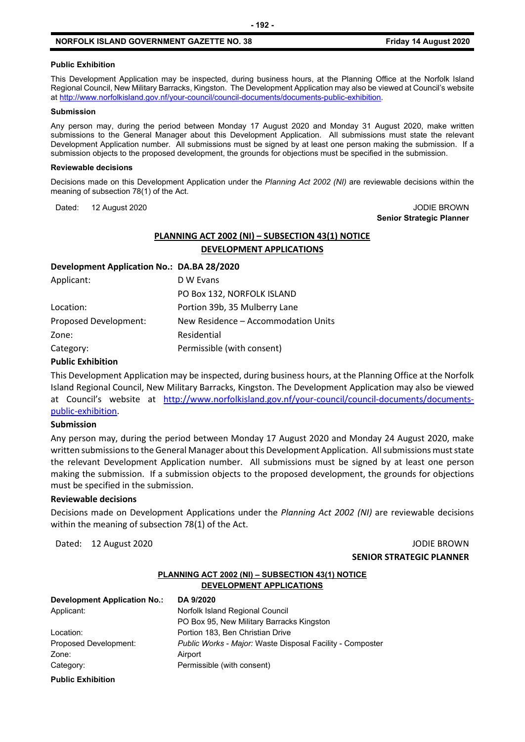**Public Exhibition**

This Development Application may be inspected, during business hours, at the Planning Office at the Norfolk Island Regional Council, New Military Barracks, Kingston. The Development Application may also be viewed at Council's website at http://www.norfolkisland.gov.nf/your-council/council-documents/documents-public-exhibition.

**Submission**

Any person may, during the period between Monday 17 August 2020 and Monday 31 August 2020, make written submissions to the General Manager about this Development Application. All submissions must state the relevant Development Application number. All submissions must be signed by at least one person making the submission. If a submission objects to the proposed development, the grounds for objections must be specified in the submission.

**Reviewable decisions**

Decisions made on this Development Application under the *Planning Act 2002 (NI)* are reviewable decisions within the meaning of subsection 78(1) of the Act.

Dated: 12 August 2020

JODIE BROWN
**Senior Strategic Planner**

## PLANNING ACT 2002 (NI) – SUBSECTION 43(1) NOTICE
## DEVELOPMENT APPLICATIONS

| **Development Application No.:** | **DA.BA 28/2020** |
|---|---|
| Applicant: | D W Evans |
| | PO Box 132, NORFOLK ISLAND |
| Location: | Portion 39b, 35 Mulberry Lane |
| Proposed Development: | New Residence – Accommodation Units |
| Zone: | Residential |
| Category: | Permissible (with consent) |

**Public Exhibition**

This Development Application may be inspected, during business hours, at the Planning Office at the Norfolk Island Regional Council, New Military Barracks, Kingston. The Development Application may also be viewed at Council's website at http://www.norfolkisland.gov.nf/your-council/council-documents/documents-public-exhibition.

**Submission**

Any person may, during the period between Monday 17 August 2020 and Monday 24 August 2020, make written submissions to the General Manager about this Development Application. All submissions must state the relevant Development Application number. All submissions must be signed by at least one person making the submission. If a submission objects to the proposed development, the grounds for objections must be specified in the submission.

**Reviewable decisions**

Decisions made on Development Applications under the *Planning Act 2002 (NI)* are reviewable decisions within the meaning of subsection 78(1) of the Act.

Dated: 12 August 2020

JODIE BROWN
**SENIOR STRATEGIC PLANNER**

## PLANNING ACT 2002 (NI) – SUBSECTION 43(1) NOTICE
## DEVELOPMENT APPLICATIONS

| **Development Application No.:** | **DA 9/2020** |
|---|---|
| Applicant: | Norfolk Island Regional Council |
| | PO Box 95, New Military Barracks Kingston |
| Location: | Portion 183, Ben Christian Drive |
| Proposed Development: | *Public Works - Major:* Waste Disposal Facility - Composter |
| Zone: | Airport |
| Category: | Permissible (with consent) |

**Public Exhibition**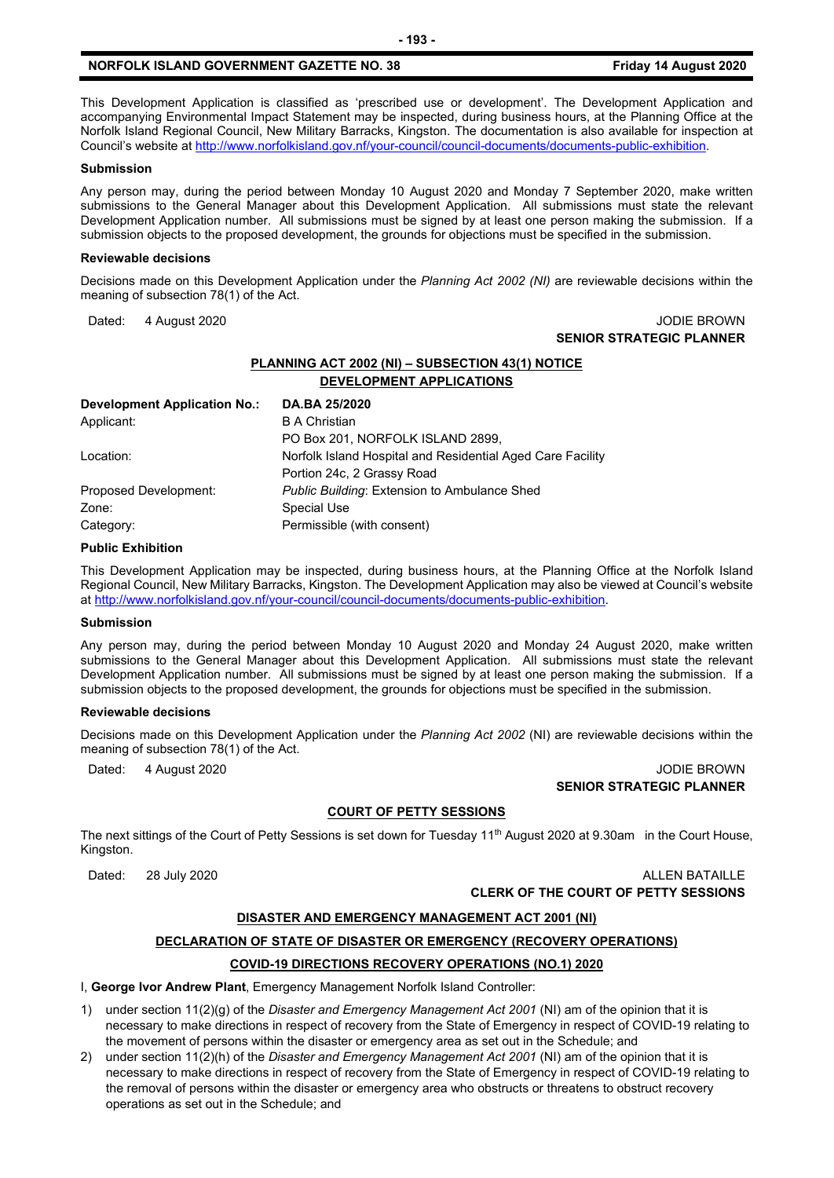This Development Application is classified as 'prescribed use or development'. The Development Application and accompanying Environmental Impact Statement may be inspected, during business hours, at the Planning Office at the Norfolk Island Regional Council, New Military Barracks, Kingston. The documentation is also available for inspection at Council's website at http://www.norfolkisland.gov.nf/your-council/council-documents/documents-public-exhibition.

**Submission**

Any person may, during the period between Monday 10 August 2020 and Monday 7 September 2020, make written submissions to the General Manager about this Development Application. All submissions must state the relevant Development Application number. All submissions must be signed by at least one person making the submission. If a submission objects to the proposed development, the grounds for objections must be specified in the submission.

**Reviewable decisions**

Decisions made on this Development Application under the *Planning Act 2002 (NI)* are reviewable decisions within the meaning of subsection 78(1) of the Act.

Dated: 4 August 2020

JODIE BROWN
**SENIOR STRATEGIC PLANNER**

**PLANNING ACT 2002 (NI) – SUBSECTION 43(1) NOTICE**
**DEVELOPMENT APPLICATIONS**

| **Development Application No.:** | **DA.BA 25/2020** |
|---|---|
| Applicant: | B A Christian<br>PO Box 201, NORFOLK ISLAND 2899, |
| Location: | Norfolk Island Hospital and Residential Aged Care Facility<br>Portion 24c, 2 Grassy Road |
| Proposed Development: | *Public Building*: Extension to Ambulance Shed |
| Zone: | Special Use |
| Category: | Permissible (with consent) |

**Public Exhibition**

This Development Application may be inspected, during business hours, at the Planning Office at the Norfolk Island Regional Council, New Military Barracks, Kingston. The Development Application may also be viewed at Council's website at http://www.norfolkisland.gov.nf/your-council/council-documents/documents-public-exhibition.

**Submission**

Any person may, during the period between Monday 10 August 2020 and Monday 24 August 2020, make written submissions to the General Manager about this Development Application. All submissions must state the relevant Development Application number. All submissions must be signed by at least one person making the submission. If a submission objects to the proposed development, the grounds for objections must be specified in the submission.

**Reviewable decisions**

Decisions made on this Development Application under the *Planning Act 2002* (NI) are reviewable decisions within the meaning of subsection 78(1) of the Act.

Dated: 4 August 2020

JODIE BROWN
**SENIOR STRATEGIC PLANNER**

**COURT OF PETTY SESSIONS**

The next sittings of the Court of Petty Sessions is set down for Tuesday 11th August 2020 at 9.30am in the Court House, Kingston.

Dated: 28 July 2020

ALLEN BATAILLE
**CLERK OF THE COURT OF PETTY SESSIONS**

**DISASTER AND EMERGENCY MANAGEMENT ACT 2001 (NI)**

**DECLARATION OF STATE OF DISASTER OR EMERGENCY (RECOVERY OPERATIONS)**

**COVID-19 DIRECTIONS RECOVERY OPERATIONS (NO.1) 2020**

I, **George Ivor Andrew Plant**, Emergency Management Norfolk Island Controller:

1) under section 11(2)(g) of the *Disaster and Emergency Management Act 2001* (NI) am of the opinion that it is necessary to make directions in respect of recovery from the State of Emergency in respect of COVID-19 relating to the movement of persons within the disaster or emergency area as set out in the Schedule; and
2) under section 11(2)(h) of the *Disaster and Emergency Management Act 2001* (NI) am of the opinion that it is necessary to make directions in respect of recovery from the State of Emergency in respect of COVID-19 relating to the removal of persons within the disaster or emergency area who obstructs or threatens to obstruct recovery operations as set out in the Schedule; and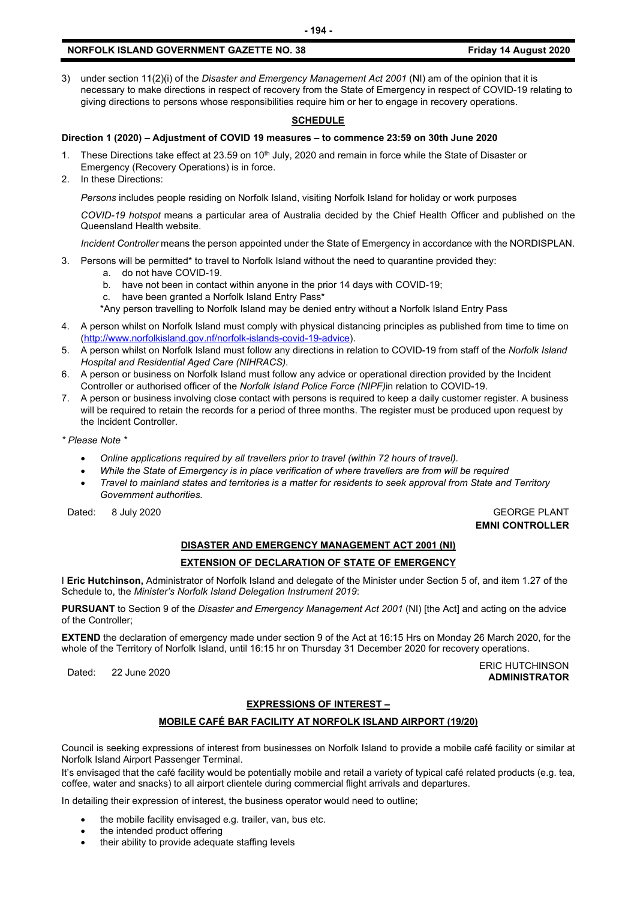3) under section 11(2)(i) of the *Disaster and Emergency Management Act 2001* (NI) am of the opinion that it is necessary to make directions in respect of recovery from the State of Emergency in respect of COVID-19 relating to giving directions to persons whose responsibilities require him or her to engage in recovery operations.

**SCHEDULE**

**Direction 1 (2020) – Adjustment of COVID 19 measures – to commence 23:59 on 30th June 2020**

1. These Directions take effect at 23.59 on 10th July, 2020 and remain in force while the State of Disaster or Emergency (Recovery Operations) is in force.
2. In these Directions:

   *Persons* includes people residing on Norfolk Island, visiting Norfolk Island for holiday or work purposes

   *COVID-19 hotspot* means a particular area of Australia decided by the Chief Health Officer and published on the Queensland Health website.

   *Incident Controller* means the person appointed under the State of Emergency in accordance with the NORDISPLAN.

3. Persons will be permitted* to travel to Norfolk Island without the need to quarantine provided they:
   a. do not have COVID-19.
   b. have not been in contact within anyone in the prior 14 days with COVID-19;
   c. have been granted a Norfolk Island Entry Pass*

   *Any person travelling to Norfolk Island may be denied entry without a Norfolk Island Entry Pass

4. A person whilst on Norfolk Island must comply with physical distancing principles as published from time to time on (http://www.norfolkisland.gov.nf/norfolk-islands-covid-19-advice).
5. A person whilst on Norfolk Island must follow any directions in relation to COVID-19 from staff of the *Norfolk Island Hospital and Residential Aged Care (NIHRACS).*
6. A person or business on Norfolk Island must follow any advice or operational direction provided by the Incident Controller or authorised officer of the *Norfolk Island Police Force (NIPF)*in relation to COVID-19.
7. A person or business involving close contact with persons is required to keep a daily customer register. A business will be required to retain the records for a period of three months. The register must be produced upon request by the Incident Controller.

*\* Please Note \**

- *Online applications required by all travellers prior to travel (within 72 hours of travel).*
- *While the State of Emergency is in place verification of where travellers are from will be required*
- *Travel to mainland states and territories is a matter for residents to seek approval from State and Territory Government authorities.*

Dated: 8 July 2020

GEORGE PLANT
**EMNI CONTROLLER**

**DISASTER AND EMERGENCY MANAGEMENT ACT 2001 (NI)**

**EXTENSION OF DECLARATION OF STATE OF EMERGENCY**

I **Eric Hutchinson,** Administrator of Norfolk Island and delegate of the Minister under Section 5 of, and item 1.27 of the Schedule to, the *Minister's Norfolk Island Delegation Instrument 2019*:

**PURSUANT** to Section 9 of the *Disaster and Emergency Management Act 2001* (NI) [the Act] and acting on the advice of the Controller;

**EXTEND** the declaration of emergency made under section 9 of the Act at 16:15 Hrs on Monday 26 March 2020, for the whole of the Territory of Norfolk Island, until 16:15 hr on Thursday 31 December 2020 for recovery operations.

Dated: 22 June 2020

ERIC HUTCHINSON
**ADMINISTRATOR**

**EXPRESSIONS OF INTEREST –**

**MOBILE CAFÉ BAR FACILITY AT NORFOLK ISLAND AIRPORT (19/20)**

Council is seeking expressions of interest from businesses on Norfolk Island to provide a mobile café facility or similar at Norfolk Island Airport Passenger Terminal.

It's envisaged that the café facility would be potentially mobile and retail a variety of typical café related products (e.g. tea, coffee, water and snacks) to all airport clientele during commercial flight arrivals and departures.

In detailing their expression of interest, the business operator would need to outline;

- the mobile facility envisaged e.g. trailer, van, bus etc.
- the intended product offering
- their ability to provide adequate staffing levels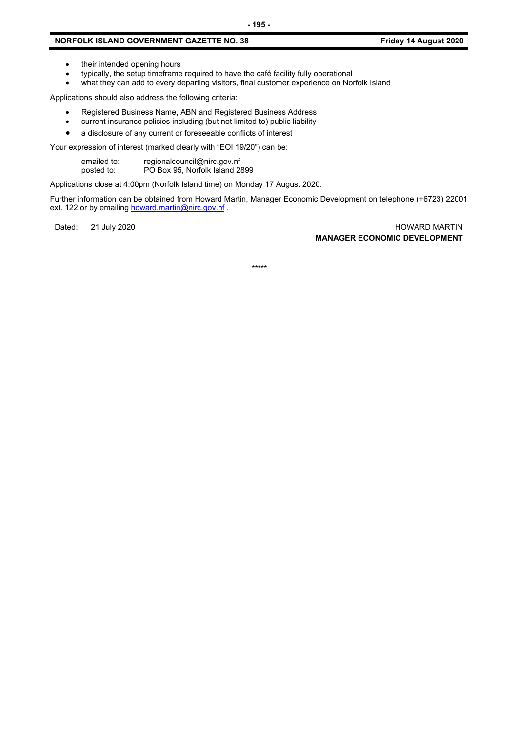- their intended opening hours
- typically, the setup timeframe required to have the café facility fully operational
- what they can add to every departing visitors, final customer experience on Norfolk Island

Applications should also address the following criteria:

- Registered Business Name, ABN and Registered Business Address
- current insurance policies including (but not limited to) public liability
- a disclosure of any current or foreseeable conflicts of interest

Your expression of interest (marked clearly with "EOI 19/20") can be:

emailed to: regionalcouncil@nirc.gov.nf
posted to: PO Box 95, Norfolk Island 2899

Applications close at 4:00pm (Norfolk Island time) on Monday 17 August 2020.

Further information can be obtained from Howard Martin, Manager Economic Development on telephone (+6723) 22001 ext. 122 or by emailing howard.martin@nirc.gov.nf .

Dated: 21 July 2020

HOWARD MARTIN
**MANAGER ECONOMIC DEVELOPMENT**

*****